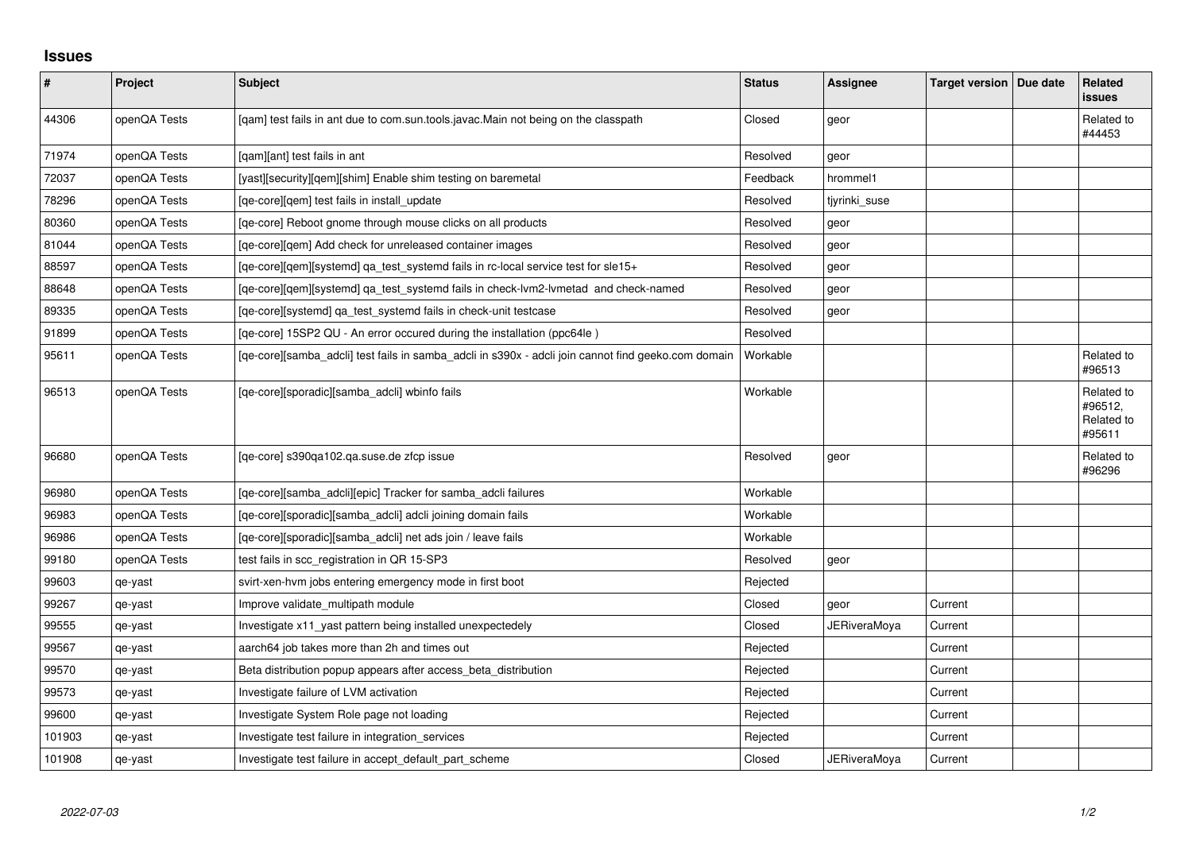# Issues

| # | Project | Subject | Status | Assignee | Target version | Due date | Related issues |
|---|---|---|---|---|---|---|---|
| 44306 | openQA Tests | [qam] test fails in ant due to com.sun.tools.javac.Main not being on the classpath | Closed | geor | | | Related to #44453 |
| 71974 | openQA Tests | [qam][ant] test fails in ant | Resolved | geor | | | |
| 72037 | openQA Tests | [yast][security][qem][shim] Enable shim testing on baremetal | Feedback | hrommel1 | | | |
| 78296 | openQA Tests | [qe-core][qem] test fails in install_update | Resolved | tjyrinki_suse | | | |
| 80360 | openQA Tests | [qe-core] Reboot gnome through mouse clicks on all products | Resolved | geor | | | |
| 81044 | openQA Tests | [qe-core][qem] Add check for unreleased container images | Resolved | geor | | | |
| 88597 | openQA Tests | [qe-core][qem][systemd] qa_test_systemd fails in rc-local service test for sle15+ | Resolved | geor | | | |
| 88648 | openQA Tests | [qe-core][qem][systemd] qa_test_systemd fails in check-lvm2-lvmetad and check-named | Resolved | geor | | | |
| 89335 | openQA Tests | [qe-core][systemd] qa_test_systemd fails in check-unit testcase | Resolved | geor | | | |
| 91899 | openQA Tests | [qe-core] 15SP2 QU - An error occured during the installation (ppc64le ) | Resolved | | | | |
| 95611 | openQA Tests | [qe-core][samba_adcli] test fails in samba_adcli in s390x - adcli join cannot find geeko.com domain | Workable | | | | Related to #96513 |
| 96513 | openQA Tests | [qe-core][sporadic][samba_adcli] wbinfo fails | Workable | | | | Related to #96512, Related to #95611 |
| 96680 | openQA Tests | [qe-core] s390qa102.qa.suse.de zfcp issue | Resolved | geor | | | Related to #96296 |
| 96980 | openQA Tests | [qe-core][samba_adcli][epic] Tracker for samba_adcli failures | Workable | | | | |
| 96983 | openQA Tests | [qe-core][sporadic][samba_adcli] adcli joining domain fails | Workable | | | | |
| 96986 | openQA Tests | [qe-core][sporadic][samba_adcli] net ads join / leave fails | Workable | | | | |
| 99180 | openQA Tests | test fails in scc_registration in QR 15-SP3 | Resolved | geor | | | |
| 99603 | qe-yast | svirt-xen-hvm jobs entering emergency mode in first boot | Rejected | | | | |
| 99267 | qe-yast | Improve validate_multipath module | Closed | geor | Current | | |
| 99555 | qe-yast | Investigate x11_yast pattern being installed unexpectedely | Closed | JERiveraMoya | Current | | |
| 99567 | qe-yast | aarch64 job takes more than 2h and times out | Rejected | | Current | | |
| 99570 | qe-yast | Beta distribution popup appears after access_beta_distribution | Rejected | | Current | | |
| 99573 | qe-yast | Investigate failure of LVM activation | Rejected | | Current | | |
| 99600 | qe-yast | Investigate System Role page not loading | Rejected | | Current | | |
| 101903 | qe-yast | Investigate test failure in integration_services | Rejected | | Current | | |
| 101908 | qe-yast | Investigate test failure in accept_default_part_scheme | Closed | JERiveraMoya | Current | | |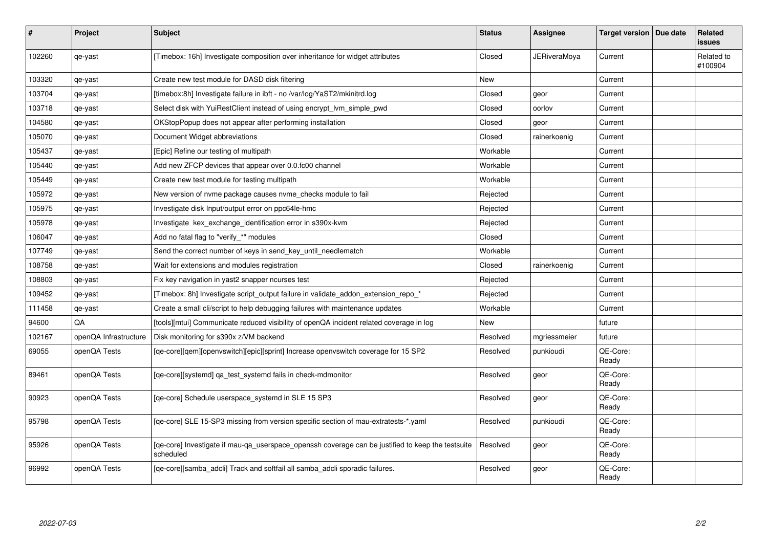| # | Project | Subject | Status | Assignee | Target version | Due date | Related issues |
|---|---|---|---|---|---|---|---|
| 102260 | qe-yast | [Timebox: 16h] Investigate composition over inheritance for widget attributes | Closed | JERiveraMoya | Current | | Related to #100904 |
| 103320 | qe-yast | Create new test module for DASD disk filtering | New | | Current | | |
| 103704 | qe-yast | [timebox:8h] Investigate failure in ibft - no /var/log/YaST2/mkinitrd.log | Closed | geor | Current | | |
| 103718 | qe-yast | Select disk with YuiRestClient instead of using encrypt_lvm_simple_pwd | Closed | oorlov | Current | | |
| 104580 | qe-yast | OKStopPopup does not appear after performing installation | Closed | geor | Current | | |
| 105070 | qe-yast | Document Widget abbreviations | Closed | rainerkoenig | Current | | |
| 105437 | qe-yast | [Epic] Refine our testing of multipath | Workable | | Current | | |
| 105440 | qe-yast | Add new ZFCP devices that appear over 0.0.fc00 channel | Workable | | Current | | |
| 105449 | qe-yast | Create new test module for testing multipath | Workable | | Current | | |
| 105972 | qe-yast | New version of nvme package causes nvme_checks module to fail | Rejected | | Current | | |
| 105975 | qe-yast | Investigate disk Input/output error on ppc64le-hmc | Rejected | | Current | | |
| 105978 | qe-yast | Investigate kex_exchange_identification error in s390x-kvm | Rejected | | Current | | |
| 106047 | qe-yast | Add no fatal flag to "verify_*" modules | Closed | | Current | | |
| 107749 | qe-yast | Send the correct number of keys in send_key_until_needlematch | Workable | | Current | | |
| 108758 | qe-yast | Wait for extensions and modules registration | Closed | rainerkoenig | Current | | |
| 108803 | qe-yast | Fix key navigation in yast2 snapper ncurses test | Rejected | | Current | | |
| 109452 | qe-yast | [Timebox: 8h] Investigate script_output failure in validate_addon_extension_repo_* | Rejected | | Current | | |
| 111458 | qe-yast | Create a small cli/script to help debugging failures with maintenance updates | Workable | | Current | | |
| 94600 | QA | [tools][mtui] Communicate reduced visibility of openQA incident related coverage in log | New | | future | | |
| 102167 | openQA Infrastructure | Disk monitoring for s390x z/VM backend | Resolved | mgriessmeier | future | | |
| 69055 | openQA Tests | [qe-core][qem][openvswitch][epic][sprint] Increase openvswitch coverage for 15 SP2 | Resolved | punkioudi | QE-Core: Ready | | |
| 89461 | openQA Tests | [qe-core][systemd] qa_test_systemd fails in check-mdmonitor | Resolved | geor | QE-Core: Ready | | |
| 90923 | openQA Tests | [qe-core] Schedule userspace_systemd in SLE 15 SP3 | Resolved | geor | QE-Core: Ready | | |
| 95798 | openQA Tests | [qe-core] SLE 15-SP3 missing from version specific section of mau-extratests-*.yaml | Resolved | punkioudi | QE-Core: Ready | | |
| 95926 | openQA Tests | [qe-core] Investigate if mau-qa_userspace_openssh coverage can be justified to keep the testsuite scheduled | Resolved | geor | QE-Core: Ready | | |
| 96992 | openQA Tests | [qe-core][samba_adcli] Track and softfail all samba_adcli sporadic failures. | Resolved | geor | QE-Core: Ready | | |